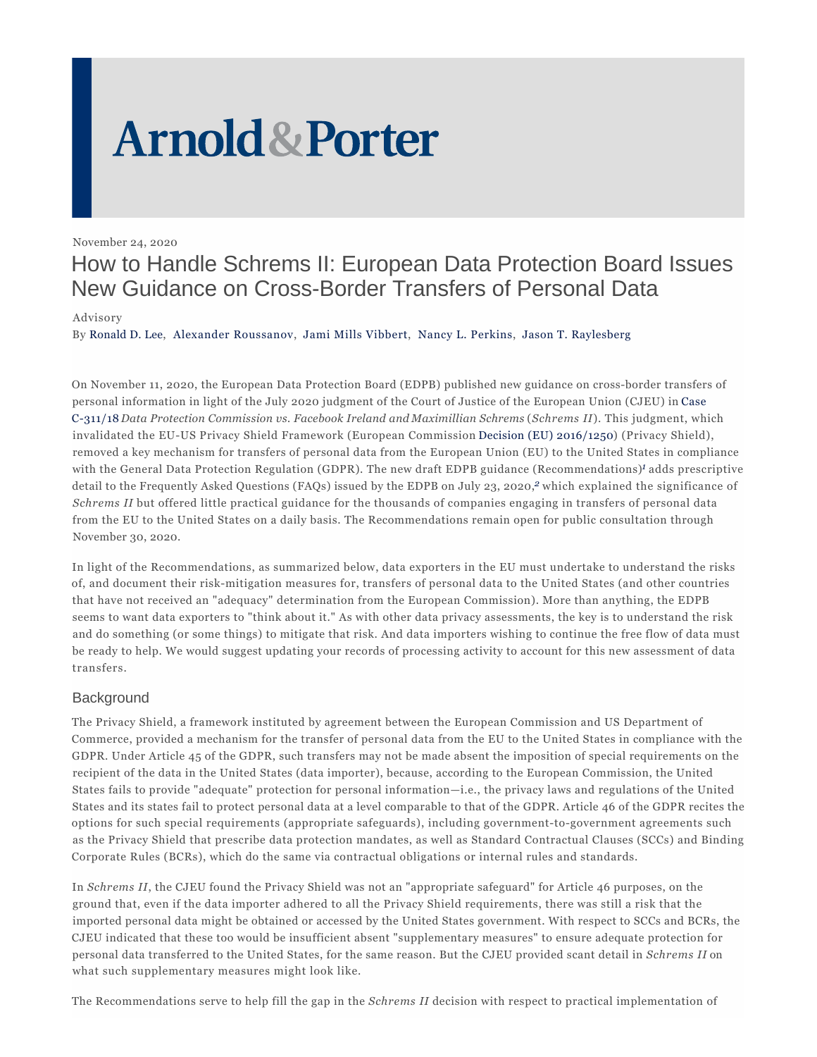Arnold & Porter

November 24, 2020

# How to Handle Schrems II: European Data Protection Board Issues New Guidance on Cross-Border Transfers of Personal Data

Advisory

By Ronald D. Lee, Alexander Roussanov, Jami Mills Vibbert, Nancy L. Perkins, Jason T. Raylesberg

On November 11, 2020, the European Data Protection Board (EDPB) published new guidance on cross-border transfers of personal information in light of the July 2020 judgment of the Court of Justice of the European Union (CJEU) in Case C-311/18 *Data Protection Commission vs. Facebook Ireland and Maximillian Schrems* (*Schrems II*). This judgment, which invalidated the EU-US Privacy Shield Framework (European Commission Decision (EU) 2016/1250) (Privacy Shield), removed a key mechanism for transfers of personal data from the European Union (EU) to the United States in compliance with the General Data Protection Regulation (GDPR). The new draft EDPB guidance (Recommendations)[1] adds prescriptive detail to the Frequently Asked Questions (FAQs) issued by the EDPB on July 23, 2020,[2] which explained the significance of *Schrems II* but offered little practical guidance for the thousands of companies engaging in transfers of personal data from the EU to the United States on a daily basis. The Recommendations remain open for public consultation through November 30, 2020.

In light of the Recommendations, as summarized below, data exporters in the EU must undertake to understand the risks of, and document their risk-mitigation measures for, transfers of personal data to the United States (and other countries that have not received an "adequacy" determination from the European Commission). More than anything, the EDPB seems to want data exporters to "think about it." As with other data privacy assessments, the key is to understand the risk and do something (or some things) to mitigate that risk. And data importers wishing to continue the free flow of data must be ready to help. We would suggest updating your records of processing activity to account for this new assessment of data transfers.

## Background

The Privacy Shield, a framework instituted by agreement between the European Commission and US Department of Commerce, provided a mechanism for the transfer of personal data from the EU to the United States in compliance with the GDPR. Under Article 45 of the GDPR, such transfers may not be made absent the imposition of special requirements on the recipient of the data in the United States (data importer), because, according to the European Commission, the United States fails to provide "adequate" protection for personal information—i.e., the privacy laws and regulations of the United States and its states fail to protect personal data at a level comparable to that of the GDPR. Article 46 of the GDPR recites the options for such special requirements (appropriate safeguards), including government-to-government agreements such as the Privacy Shield that prescribe data protection mandates, as well as Standard Contractual Clauses (SCCs) and Binding Corporate Rules (BCRs), which do the same via contractual obligations or internal rules and standards.

In *Schrems II*, the CJEU found the Privacy Shield was not an "appropriate safeguard" for Article 46 purposes, on the ground that, even if the data importer adhered to all the Privacy Shield requirements, there was still a risk that the imported personal data might be obtained or accessed by the United States government. With respect to SCCs and BCRs, the CJEU indicated that these too would be insufficient absent "supplementary measures" to ensure adequate protection for personal data transferred to the United States, for the same reason. But the CJEU provided scant detail in *Schrems II* on what such supplementary measures might look like.

The Recommendations serve to help fill the gap in the *Schrems II* decision with respect to practical implementation of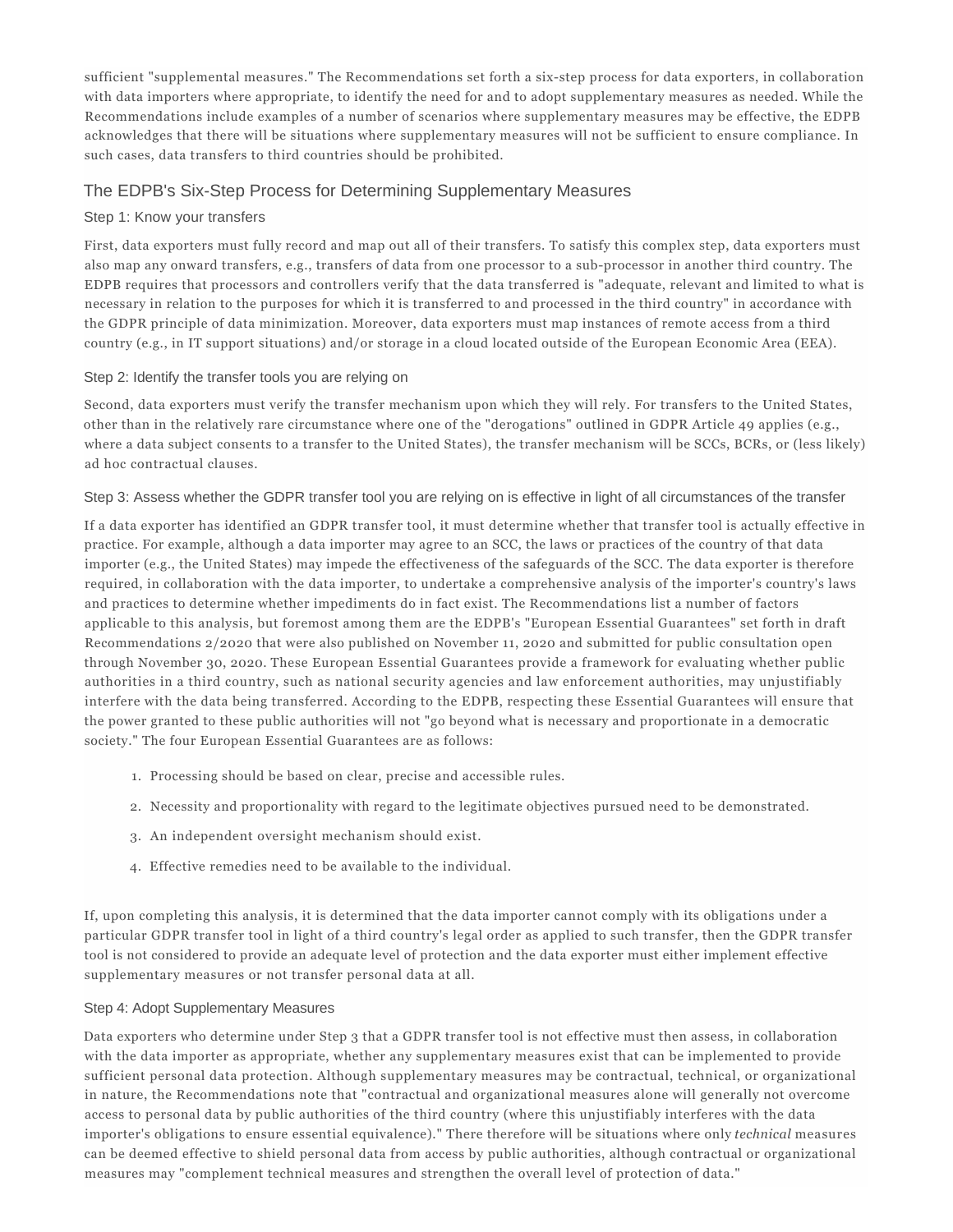sufficient "supplemental measures." The Recommendations set forth a six-step process for data exporters, in collaboration with data importers where appropriate, to identify the need for and to adopt supplementary measures as needed. While the Recommendations include examples of a number of scenarios where supplementary measures may be effective, the EDPB acknowledges that there will be situations where supplementary measures will not be sufficient to ensure compliance. In such cases, data transfers to third countries should be prohibited.

## The EDPB's Six-Step Process for Determining Supplementary Measures

### Step 1: Know your transfers

First, data exporters must fully record and map out all of their transfers. To satisfy this complex step, data exporters must also map any onward transfers, e.g., transfers of data from one processor to a sub-processor in another third country. The EDPB requires that processors and controllers verify that the data transferred is "adequate, relevant and limited to what is necessary in relation to the purposes for which it is transferred to and processed in the third country" in accordance with the GDPR principle of data minimization. Moreover, data exporters must map instances of remote access from a third country (e.g., in IT support situations) and/or storage in a cloud located outside of the European Economic Area (EEA).

### Step 2: Identify the transfer tools you are relying on

Second, data exporters must verify the transfer mechanism upon which they will rely. For transfers to the United States, other than in the relatively rare circumstance where one of the "derogations" outlined in GDPR Article 49 applies (e.g., where a data subject consents to a transfer to the United States), the transfer mechanism will be SCCs, BCRs, or (less likely) ad hoc contractual clauses.

### Step 3: Assess whether the GDPR transfer tool you are relying on is effective in light of all circumstances of the transfer

If a data exporter has identified an GDPR transfer tool, it must determine whether that transfer tool is actually effective in practice. For example, although a data importer may agree to an SCC, the laws or practices of the country of that data importer (e.g., the United States) may impede the effectiveness of the safeguards of the SCC. The data exporter is therefore required, in collaboration with the data importer, to undertake a comprehensive analysis of the importer's country's laws and practices to determine whether impediments do in fact exist. The Recommendations list a number of factors applicable to this analysis, but foremost among them are the EDPB's "European Essential Guarantees" set forth in draft Recommendations 2/2020 that were also published on November 11, 2020 and submitted for public consultation open through November 30, 2020. These European Essential Guarantees provide a framework for evaluating whether public authorities in a third country, such as national security agencies and law enforcement authorities, may unjustifiably interfere with the data being transferred. According to the EDPB, respecting these Essential Guarantees will ensure that the power granted to these public authorities will not "go beyond what is necessary and proportionate in a democratic society." The four European Essential Guarantees are as follows:

1. Processing should be based on clear, precise and accessible rules.
2. Necessity and proportionality with regard to the legitimate objectives pursued need to be demonstrated.
3. An independent oversight mechanism should exist.
4. Effective remedies need to be available to the individual.

If, upon completing this analysis, it is determined that the data importer cannot comply with its obligations under a particular GDPR transfer tool in light of a third country's legal order as applied to such transfer, then the GDPR transfer tool is not considered to provide an adequate level of protection and the data exporter must either implement effective supplementary measures or not transfer personal data at all.

### Step 4: Adopt Supplementary Measures

Data exporters who determine under Step 3 that a GDPR transfer tool is not effective must then assess, in collaboration with the data importer as appropriate, whether any supplementary measures exist that can be implemented to provide sufficient personal data protection. Although supplementary measures may be contractual, technical, or organizational in nature, the Recommendations note that "contractual and organizational measures alone will generally not overcome access to personal data by public authorities of the third country (where this unjustifiably interferes with the data importer's obligations to ensure essential equivalence)." There therefore will be situations where only *technical* measures can be deemed effective to shield personal data from access by public authorities, although contractual or organizational measures may "complement technical measures and strengthen the overall level of protection of data."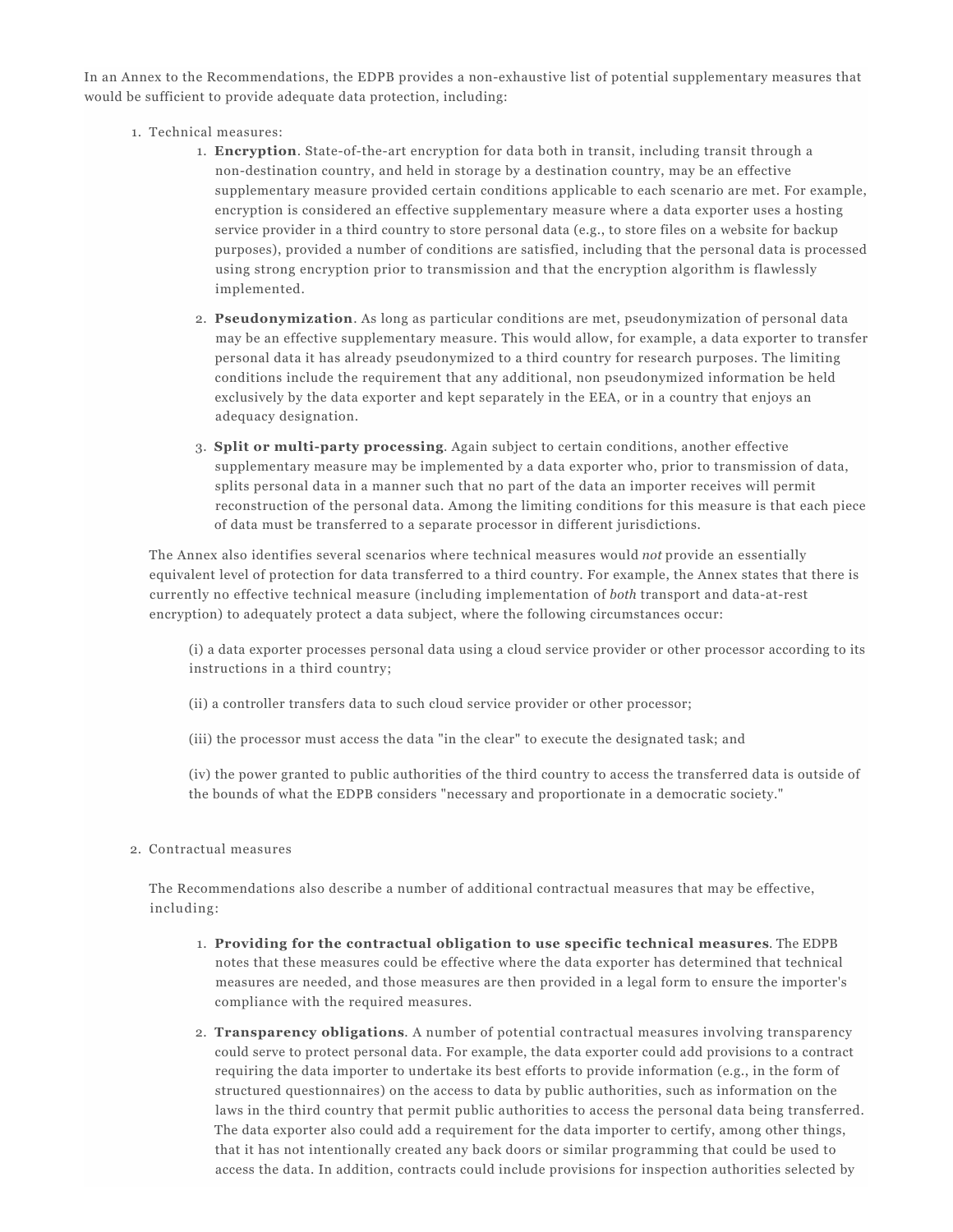In an Annex to the Recommendations, the EDPB provides a non-exhaustive list of potential supplementary measures that would be sufficient to provide adequate data protection, including:

1. Technical measures:
    1. **Encryption**. State-of-the-art encryption for data both in transit, including transit through a non-destination country, and held in storage by a destination country, may be an effective supplementary measure provided certain conditions applicable to each scenario are met. For example, encryption is considered an effective supplementary measure where a data exporter uses a hosting service provider in a third country to store personal data (e.g., to store files on a website for backup purposes), provided a number of conditions are satisfied, including that the personal data is processed using strong encryption prior to transmission and that the encryption algorithm is flawlessly implemented.
    2. **Pseudonymization**. As long as particular conditions are met, pseudonymization of personal data may be an effective supplementary measure. This would allow, for example, a data exporter to transfer personal data it has already pseudonymized to a third country for research purposes. The limiting conditions include the requirement that any additional, non pseudonymized information be held exclusively by the data exporter and kept separately in the EEA, or in a country that enjoys an adequacy designation.
    3. **Split or multi-party processing**. Again subject to certain conditions, another effective supplementary measure may be implemented by a data exporter who, prior to transmission of data, splits personal data in a manner such that no part of the data an importer receives will permit reconstruction of the personal data. Among the limiting conditions for this measure is that each piece of data must be transferred to a separate processor in different jurisdictions.

    The Annex also identifies several scenarios where technical measures would *not* provide an essentially equivalent level of protection for data transferred to a third country. For example, the Annex states that there is currently no effective technical measure (including implementation of *both* transport and data-at-rest encryption) to adequately protect a data subject, where the following circumstances occur:

    > (i) a data exporter processes personal data using a cloud service provider or other processor according to its instructions in a third country;
    >
    > (ii) a controller transfers data to such cloud service provider or other processor;
    >
    > (iii) the processor must access the data "in the clear" to execute the designated task; and
    >
    > (iv) the power granted to public authorities of the third country to access the transferred data is outside of the bounds of what the EDPB considers "necessary and proportionate in a democratic society."

2. Contractual measures

    The Recommendations also describe a number of additional contractual measures that may be effective, including:

    1. **Providing for the contractual obligation to use specific technical measures**. The EDPB notes that these measures could be effective where the data exporter has determined that technical measures are needed, and those measures are then provided in a legal form to ensure the importer's compliance with the required measures.
    2. **Transparency obligations**. A number of potential contractual measures involving transparency could serve to protect personal data. For example, the data exporter could add provisions to a contract requiring the data importer to undertake its best efforts to provide information (e.g., in the form of structured questionnaires) on the access to data by public authorities, such as information on the laws in the third country that permit public authorities to access the personal data being transferred. The data exporter also could add a requirement for the data importer to certify, among other things, that it has not intentionally created any back doors or similar programming that could be used to access the data. In addition, contracts could include provisions for inspection authorities selected by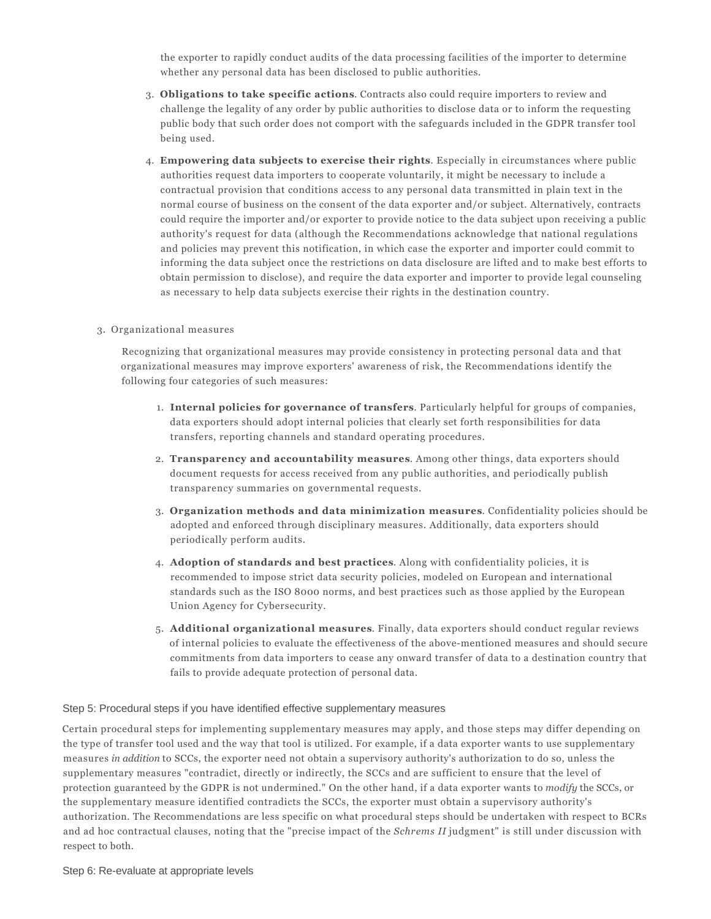the exporter to rapidly conduct audits of the data processing facilities of the importer to determine whether any personal data has been disclosed to public authorities.

3. **Obligations to take specific actions**. Contracts also could require importers to review and challenge the legality of any order by public authorities to disclose data or to inform the requesting public body that such order does not comport with the safeguards included in the GDPR transfer tool being used.

4. **Empowering data subjects to exercise their rights**. Especially in circumstances where public authorities request data importers to cooperate voluntarily, it might be necessary to include a contractual provision that conditions access to any personal data transmitted in plain text in the normal course of business on the consent of the data exporter and/or subject. Alternatively, contracts could require the importer and/or exporter to provide notice to the data subject upon receiving a public authority's request for data (although the Recommendations acknowledge that national regulations and policies may prevent this notification, in which case the exporter and importer could commit to informing the data subject once the restrictions on data disclosure are lifted and to make best efforts to obtain permission to disclose), and require the data exporter and importer to provide legal counseling as necessary to help data subjects exercise their rights in the destination country.

3. Organizational measures

   Recognizing that organizational measures may provide consistency in protecting personal data and that organizational measures may improve exporters' awareness of risk, the Recommendations identify the following four categories of such measures:

   1. **Internal policies for governance of transfers**. Particularly helpful for groups of companies, data exporters should adopt internal policies that clearly set forth responsibilities for data transfers, reporting channels and standard operating procedures.
   2. **Transparency and accountability measures**. Among other things, data exporters should document requests for access received from any public authorities, and periodically publish transparency summaries on governmental requests.
   3. **Organization methods and data minimization measures**. Confidentiality policies should be adopted and enforced through disciplinary measures. Additionally, data exporters should periodically perform audits.
   4. **Adoption of standards and best practices**. Along with confidentiality policies, it is recommended to impose strict data security policies, modeled on European and international standards such as the ISO 8000 norms, and best practices such as those applied by the European Union Agency for Cybersecurity.
   5. **Additional organizational measures**. Finally, data exporters should conduct regular reviews of internal policies to evaluate the effectiveness of the above-mentioned measures and should secure commitments from data importers to cease any onward transfer of data to a destination country that fails to provide adequate protection of personal data.

### Step 5: Procedural steps if you have identified effective supplementary measures

Certain procedural steps for implementing supplementary measures may apply, and those steps may differ depending on the type of transfer tool used and the way that tool is utilized. For example, if a data exporter wants to use supplementary measures *in addition* to SCCs, the exporter need not obtain a supervisory authority's authorization to do so, unless the supplementary measures "contradict, directly or indirectly, the SCCs and are sufficient to ensure that the level of protection guaranteed by the GDPR is not undermined." On the other hand, if a data exporter wants to *modify* the SCCs, or the supplementary measure identified contradicts the SCCs, the exporter must obtain a supervisory authority's authorization. The Recommendations are less specific on what procedural steps should be undertaken with respect to BCRs and ad hoc contractual clauses, noting that the "precise impact of the *Schrems II* judgment" is still under discussion with respect to both.

### Step 6: Re-evaluate at appropriate levels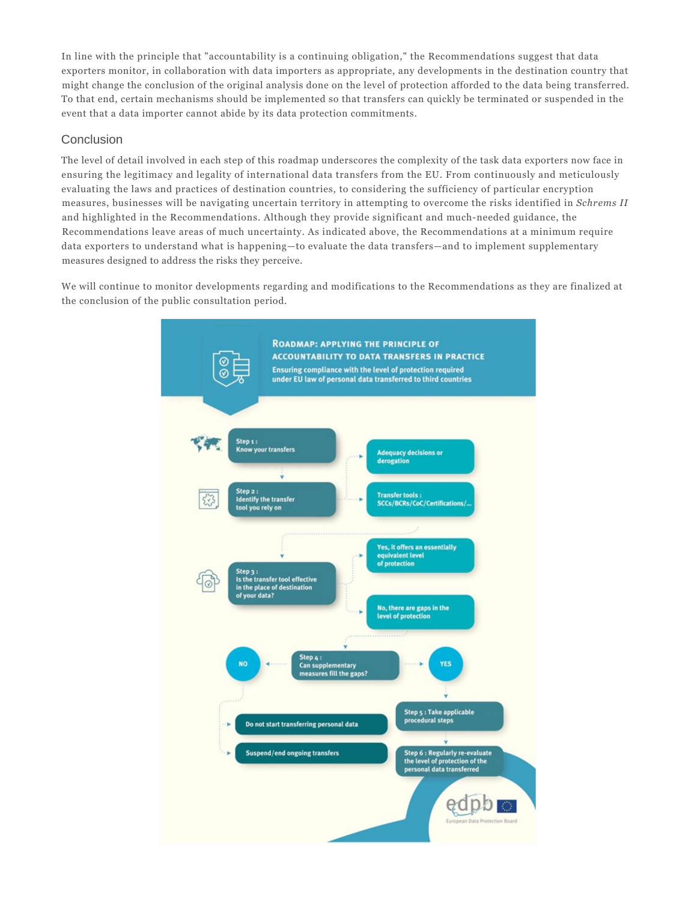In line with the principle that "accountability is a continuing obligation," the Recommendations suggest that data exporters monitor, in collaboration with data importers as appropriate, any developments in the destination country that might change the conclusion of the original analysis done on the level of protection afforded to the data being transferred. To that end, certain mechanisms should be implemented so that transfers can quickly be terminated or suspended in the event that a data importer cannot abide by its data protection commitments.

## Conclusion

The level of detail involved in each step of this roadmap underscores the complexity of the task data exporters now face in ensuring the legitimacy and legality of international data transfers from the EU. From continuously and meticulously evaluating the laws and practices of destination countries, to considering the sufficiency of particular encryption measures, businesses will be navigating uncertain territory in attempting to overcome the risks identified in *Schrems II* and highlighted in the Recommendations. Although they provide significant and much-needed guidance, the Recommendations leave areas of much uncertainty. As indicated above, the Recommendations at a minimum require data exporters to understand what is happening—to evaluate the data transfers—and to implement supplementary measures designed to address the risks they perceive.

We will continue to monitor developments regarding and modifications to the Recommendations as they are finalized at the conclusion of the public consultation period.

**ROADMAP: APPLYING THE PRINCIPLE OF ACCOUNTABILITY TO DATA TRANSFERS IN PRACTICE**

Ensuring compliance with the level of protection required under EU law of personal data transferred to third countries

- **Step 1:** Know your transfers
- **Step 2:** Identify the transfer tool you rely on
  - Adequacy decisions or derogation
  - Transfer tools: SCCs/BCRs/CoC/Certifications/...
- **Step 3:** Is the transfer tool effective in the place of destination of your data?
  - Yes, it offers an essentially equivalent level of protection
  - No, there are gaps in the level of protection
- **Step 4:** Can supplementary measures fill the gaps?
  - NO
    - Do not start transferring personal data
    - Suspend/end ongoing transfers
  - YES
    - **Step 5:** Take applicable procedural steps
    - **Step 6:** Regularly re-evaluate the level of protection of the personal data transferred

edpb – European Data Protection Board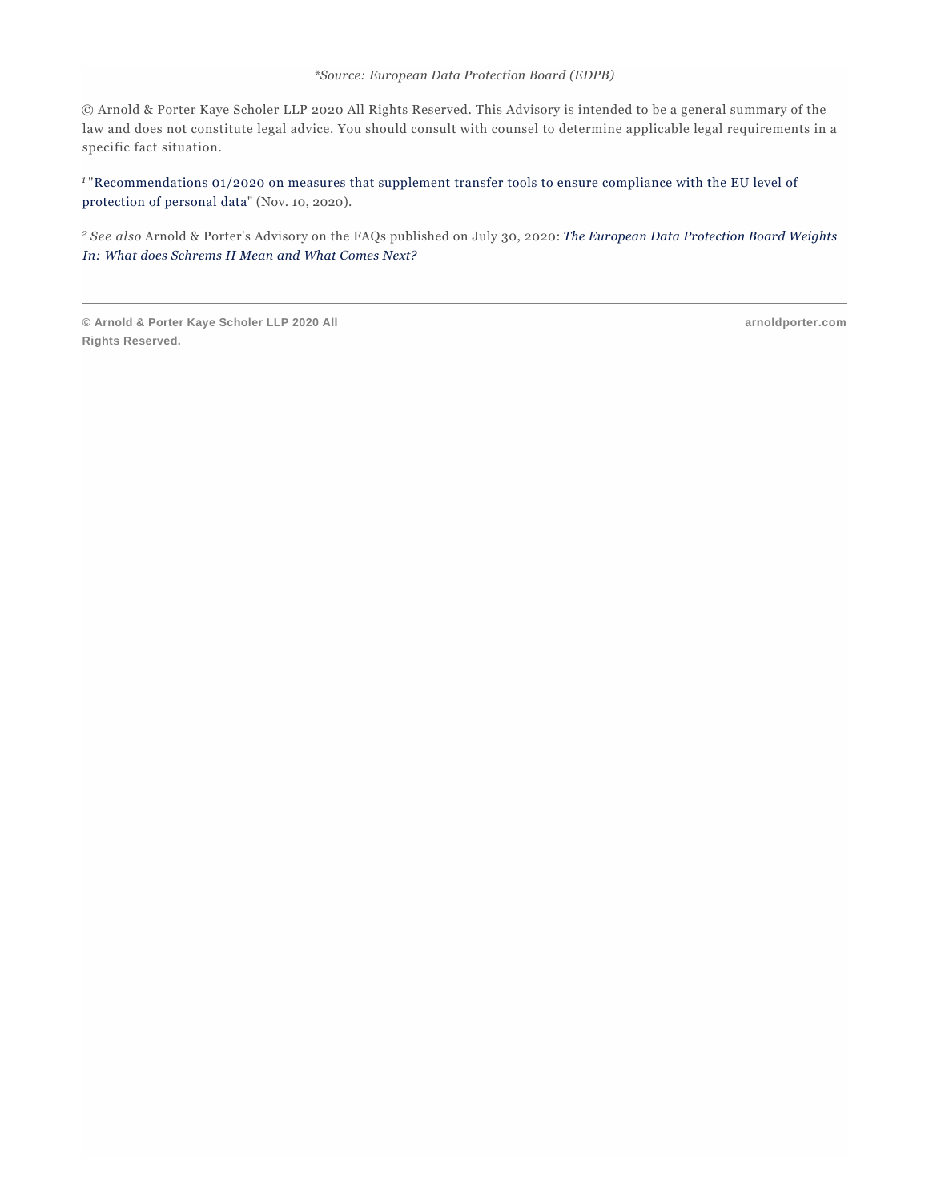*\*Source: European Data Protection Board (EDPB)*

© Arnold & Porter Kaye Scholer LLP 2020 All Rights Reserved. This Advisory is intended to be a general summary of the law and does not constitute legal advice. You should consult with counsel to determine applicable legal requirements in a specific fact situation.

[1] "Recommendations 01/2020 on measures that supplement transfer tools to ensure compliance with the EU level of protection of personal data" (Nov. 10, 2020).

[2] *See also* Arnold & Porter's Advisory on the FAQs published on July 30, 2020: ***The European Data Protection Board Weights In: What does Schrems II Mean and What Comes Next?***